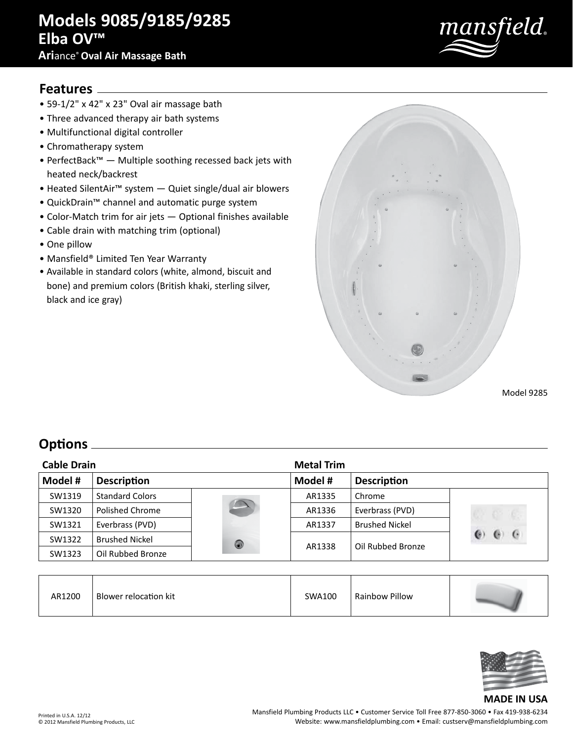# Models 9085/9185/9285

## Elba OV™

### Ariance® Oval Air Massage Bath

## Features

- 59-1/2" x 42" x 23" Oval air massage bath
- Three advanced therapy air bath systems
- Multifunctional digital controller
- Chromatherapy system
- PerfectBack™ — Multiple soothing recessed back jets with heated neck/backrest
- Heated SilentAir™ system — Quiet single/dual air blowers
- QuickDrain™ channel and automatic purge system
- Color-Match trim for air jets — Optional finishes available
- Cable drain with matching trim (optional)
- One pillow
- Mansfield® Limited Ten Year Warranty
- Available in standard colors (white, almond, biscuit and bone) and premium colors (British khaki, sterling silver, black and ice gray)

Model 9285

## Options

**Cable Drain**

| Model # | Description |
|---|---|
| SW1319 | Standard Colors |
| SW1320 | Polished Chrome |
| SW1321 | Everbrass (PVD) |
| SW1322 | Brushed Nickel |
| SW1323 | Oil Rubbed Bronze |

**Metal Trim**

| Model # | Description |
|---|---|
| AR1335 | Chrome |
| AR1336 | Everbrass (PVD) |
| AR1337 | Brushed Nickel |
| AR1338 | Oil Rubbed Bronze |

| Model # | Description |
|---|---|
| AR1200 | Blower relocation kit |
| SWA100 | Rainbow Pillow |

**MADE IN USA**

Printed in U.S.A. 12/12
© 2012 Mansfield Plumbing Products, LLC

Mansfield Plumbing Products LLC • Customer Service Toll Free 877-850-3060 • Fax 419-938-6234
Website: www.mansfieldplumbing.com • Email: custserv@mansfieldplumbing.com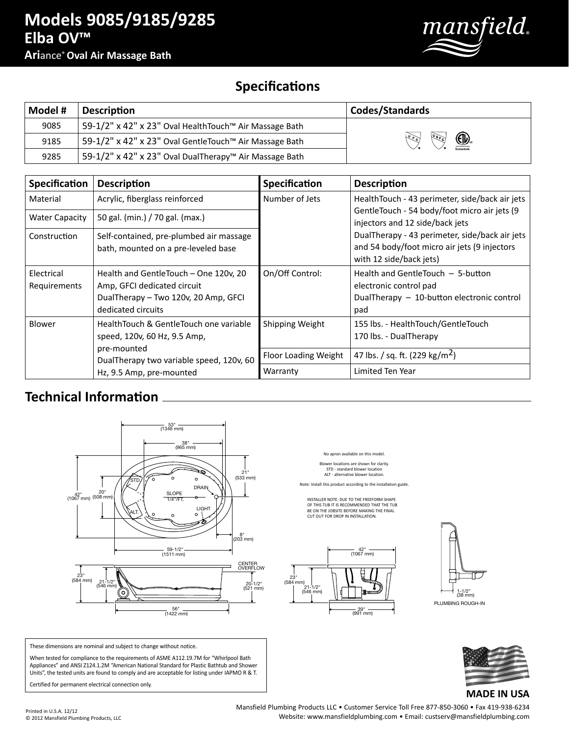# Models 9085/9185/9285

## Elba OV™

### Ariance® Oval Air Massage Bath

## Specifications

| Model # | Description | Codes/Standards |
|---|---|---|
| 9085 | 59-1/2" x 42" x 23" Oval HealthTouch™ Air Massage Bath | |
| 9185 | 59-1/2" x 42" x 23" Oval GentleTouch™ Air Massage Bath | |
| 9285 | 59-1/2" x 42" x 23" Oval DualTherapy™ Air Massage Bath | |

| Specification | Description | Specification | Description |
|---|---|---|---|
| Material | Acrylic, fiberglass reinforced | Number of Jets | HealthTouch - 43 perimeter, side/back air jets<br>GentleTouch - 54 body/foot micro air jets (9 injectors and 12 side/back jets<br>DualTherapy - 43 perimeter, side/back air jets and 54 body/foot micro air jets (9 injectors with 12 side/back jets) |
| Water Capacity | 50 gal. (min.) / 70 gal. (max.) | | |
| Construction | Self-contained, pre-plumbed air massage bath, mounted on a pre-leveled base | | |
| Electrical Requirements | Health and GentleTouch – One 120v, 20 Amp, GFCI dedicated circuit<br>DualTherapy – Two 120v, 20 Amp, GFCI dedicated circuits | On/Off Control: | Health and GentleTouch – 5-button electronic control pad<br>DualTherapy – 10-button electronic control pad |
| Blower | HealthTouch & GentleTouch one variable speed, 120v, 60 Hz, 9.5 Amp, pre-mounted<br>DualTherapy two variable speed, 120v, 60 Hz, 9.5 Amp, pre-mounted | Shipping Weight | 155 lbs. - HealthTouch/GentleTouch<br>170 lbs. - DualTherapy |
| | | Floor Loading Weight | 47 lbs. / sq. ft. (229 kg/m$^2$) |
| | | Warranty | Limited Ten Year |

## Technical Information

53" (1346 mm)
38" (965 mm)
21" (533 mm)
42" (1067 mm)
20" (508 mm)
STD.
ALT.
DRAIN
SLOPE 1/4"/FT.
LIGHT
8" (203 mm)
59-1/2" (1511 mm)
CENTER OVERFLOW
23" (584 mm)
21-1/2" (546 mm)
20-1/2" (521 mm)
56" (1422 mm)

No apron available on this model.

Blower locations are shown for clarity.
STD - standard blower location
ALT - alternative blower location.

Note: Install this product according to the installation guide.

INSTALLER NOTE: DUE TO THE FREEFORM SHAPE OF THIS TUB IT IS RECOMMENDED THAT THE TUB BE ON THE JOBSITE BEFORE MAKING THE FINAL CUT OUT FOR DROP IN INSTALLATION.

42" (1067 mm)
23" (584 mm)
21-1/2" (546 mm)
39" (991 mm)

1-1/2" (38 mm)
PLUMBING ROUGH-IN

These dimensions are nominal and subject to change without notice.

When tested for compliance to the requirements of ASME A112.19.7M for "Whirlpool Bath Appliances" and ANSI Z124.1.2M "American National Standard for Plastic Bathtub and Shower Units", the tested units are found to comply and are acceptable for listing under IAPMO R & T.

Certified for permanent electrical connection only.

**MADE IN USA**

Mansfield Plumbing Products LLC • Customer Service Toll Free 877-850-3060 • Fax 419-938-6234
Website: www.mansfieldplumbing.com • Email: custserv@mansfieldplumbing.com

Printed in U.S.A. 12/12
© 2012 Mansfield Plumbing Products, LLC